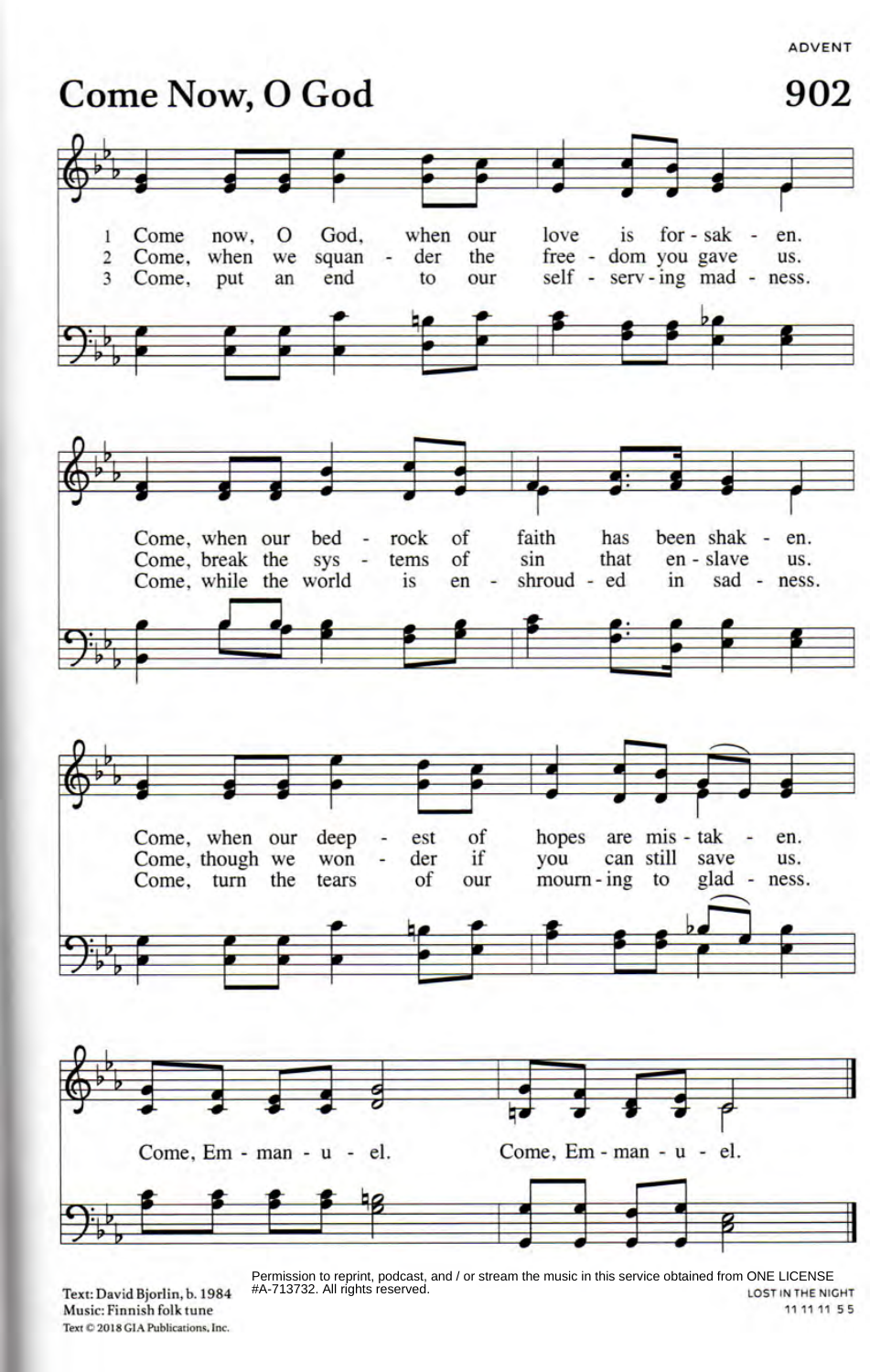# Come Now, O God

902

1 Come now, O God, when our love is for-sak - en.
Come, when our bed - rock of faith has been shak - en.
Come, when our deep - est of hopes are mis - tak - en.
Come, Em - man - u - el. Come, Em - man - u - el.

2 Come, when we squan - der the free - dom you gave us.
Come, break the sys - tems of sin that en - slave us.
Come, though we won - der if you can still save us.
Come, Em - man - u - el. Come, Em - man - u - el.

3 Come, put an end to our self - serv - ing mad - ness.
Come, while the world is en - shroud - ed in sad - ness.
Come, turn the tears of our mourn - ing to glad - ness.
Come, Em - man - u - el. Come, Em - man - u - el.

Text: David Bjorlin, b. 1984
Music: Finnish folk tune
Text © 2018 GIA Publications, Inc.

Permission to reprint, podcast, and / or stream the music in this service obtained from ONE LICENSE #A-713732. All rights reserved.

LOST IN THE NIGHT
11 11 11 5 5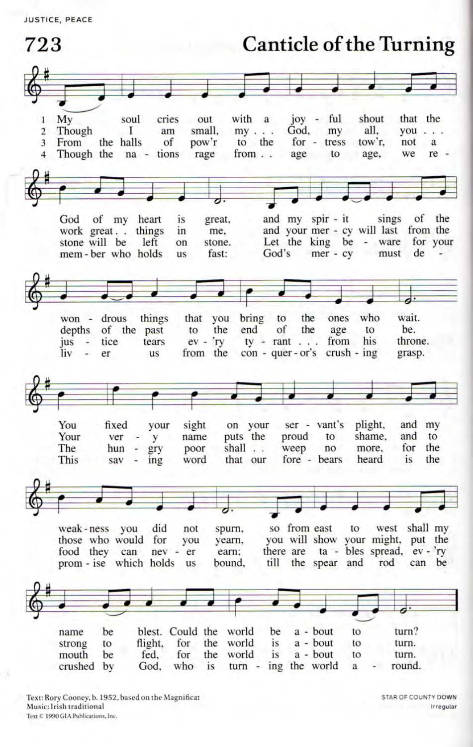JUSTICE, PEACE

# 723 Canticle of the Turning

1. My soul cries out with a joyful shout that the God of my heart is great, and my spirit sings of the wondrous things that you bring to the ones who wait. You fixed your sight on your servant's plight, and my weakness you did not spurn, so from east to west shall my name be blest. Could the world be about to turn?

2. Though I am small, my God, my all, you work great things in me, and your mercy will last from the depths of the past to the end of the age to be. Your very name puts the proud to shame, and to those who would for you yearn, you will show your might, put the strong to flight, for the world is about to turn.

3. From the halls of pow'r to the fortress tow'r, not a stone will be left on stone. Let the king beware for your justice tears ev'ry tyrant from his throne. The hungry poor shall weep no more, for the food they can never earn; there are tables spread, ev'ry mouth be fed, for the world is about to turn.

4. Though the nations rage from age to age, we remember who holds us fast: God's mercy must deliver us from the conqueror's crushing grasp. This saving word that our forebears heard is the promise which holds us bound, till the spear and rod can be crushed by God, who is turning the world around.

Text: Rory Cooney, b. 1952, based on the Magnificat
Music: Irish traditional
Text © 1990 GIA Publications, Inc.

STAR OF COUNTY DOWN
Irregular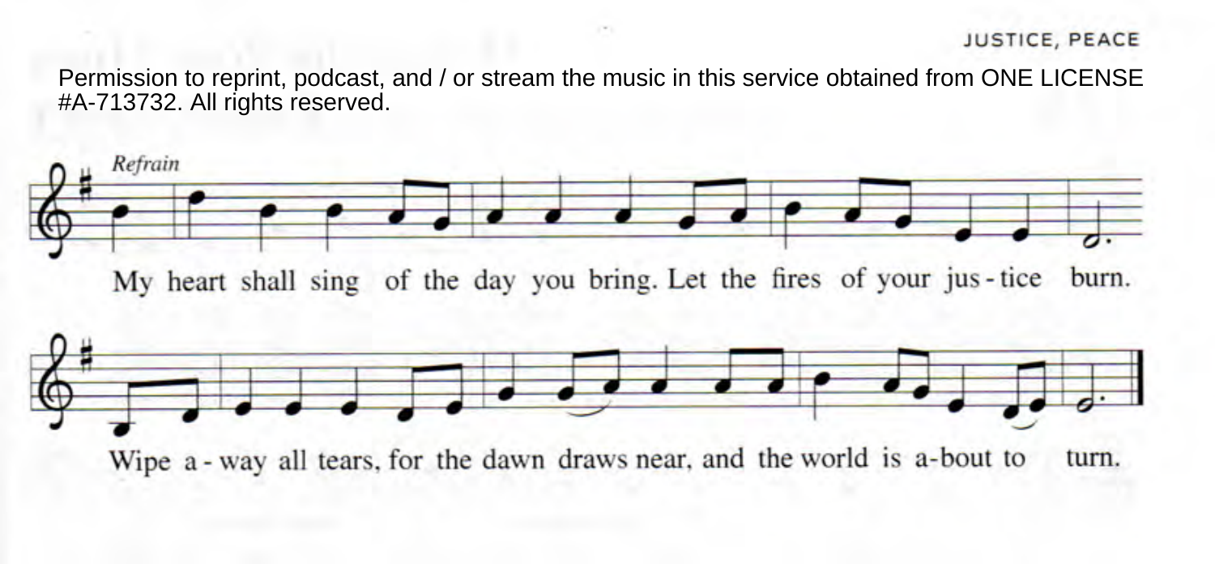JUSTICE, PEACE

Permission to reprint, podcast, and / or stream the music in this service obtained from ONE LICENSE #A-713732. All rights reserved.

*Refrain*

My heart shall sing of the day you bring. Let the fires of your jus - tice burn.

Wipe a - way all tears, for the dawn draws near, and the world is a-bout to turn.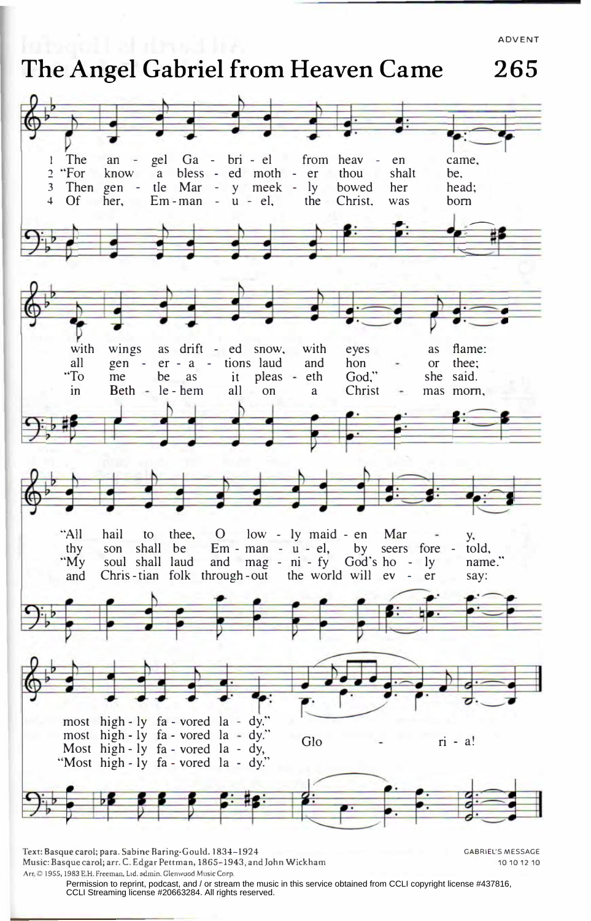ADVENT

# The Angel Gabriel from Heaven Came

## 265

1 The angel Gabriel from heaven came, with wings as drifted snow, with eyes as flame: "All hail to thee, O lowly maiden Mary, most highly favored lady." Gloria!

2 "For know a blessed mother thou shalt be, all generations laud and honor thee; thy son shall be Emmanuel, by seers foretold, most highly favored lady." Gloria!

3 Then gentle Mary meekly bowed her head; "To me be as it pleaseth God," she said. "My soul shall laud and magnify God's holy name." Most highly favored lady, Gloria!

4 Of her, Emmanuel, the Christ, was born in Bethlehem all on a Christmas morn, and Christian folk throughout the world will ever say: "Most highly favored lady." Gloria!

Text: Basque carol; para. Sabine Baring-Gould, 1834–1924
Music: Basque carol; arr. C. Edgar Pettman, 1865–1943, and John Wickham
Arr. © 1955, 1983 E.H. Freeman, Ltd. admin. Glenwood Music Corp.

GABRIEL'S MESSAGE
10 10 12 10

Permission to reprint, podcast, and / or stream the music in this service obtained from CCLI copyright license #437816, CCLI Streaming license #20663284. All rights reserved.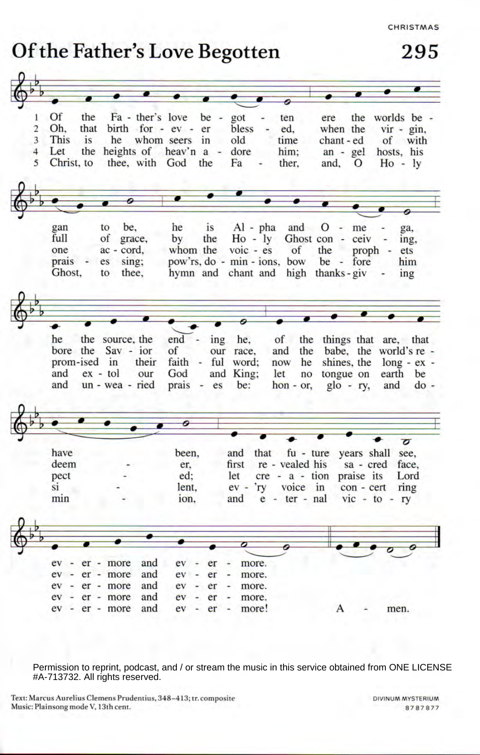CHRISTMAS

# Of the Father's Love Begotten

295

1 Of the Fa - ther's love be - got - ten ere the worlds be - gan to be, he is Al - pha and O - me - ga, he the source, the end - ing he, of the things that are, that have been, and that fu - ture years shall see, ev - er - more and ev - er - more.

2 Oh, that birth for - ev - er bless - ed, when the vir - gin, full of grace, by the Ho - ly Ghost con - ceiv - ing, bore the Sav - ior of our race, and the babe, the world's re - deem - er, first re - vealed his sa - cred face, ev - er - more and ev - er - more.

3 This is he whom seers in old time chant - ed of with one ac - cord, whom the voic - es of the proph - ets prom - ised in their faith - ful word; now he shines, the long - ex - pect - ed; let cre - a - tion praise its Lord ev - er - more and ev - er - more.

4 Let the heights of heav'n a - dore him; an - gel hosts, his prais - es sing; pow'rs, do - min - ions, bow be - fore him and ex - tol our God and King; let no tongue on earth be si - lent, ev - 'ry voice in con - cert ring ev - er - more and ev - er - more.

5 Christ, to thee, with God the Fa - ther, and, O Ho - ly Ghost, to thee, hymn and chant and high thanks - giv - ing and un - wea - ried prais - es be: hon - or, glo - ry, and do - min - ion, and e - ter - nal vic - to - ry ev - er - more and ev - er - more! A - men.

Permission to reprint, podcast, and / or stream the music in this service obtained from ONE LICENSE #A-713732. All rights reserved.

Text: Marcus Aurelius Clemens Prudentius, 348–413; tr. composite
Music: Plainsong mode V, 13th cent.

DIVINUM MYSTERIUM
8 7 8 7 8 7 7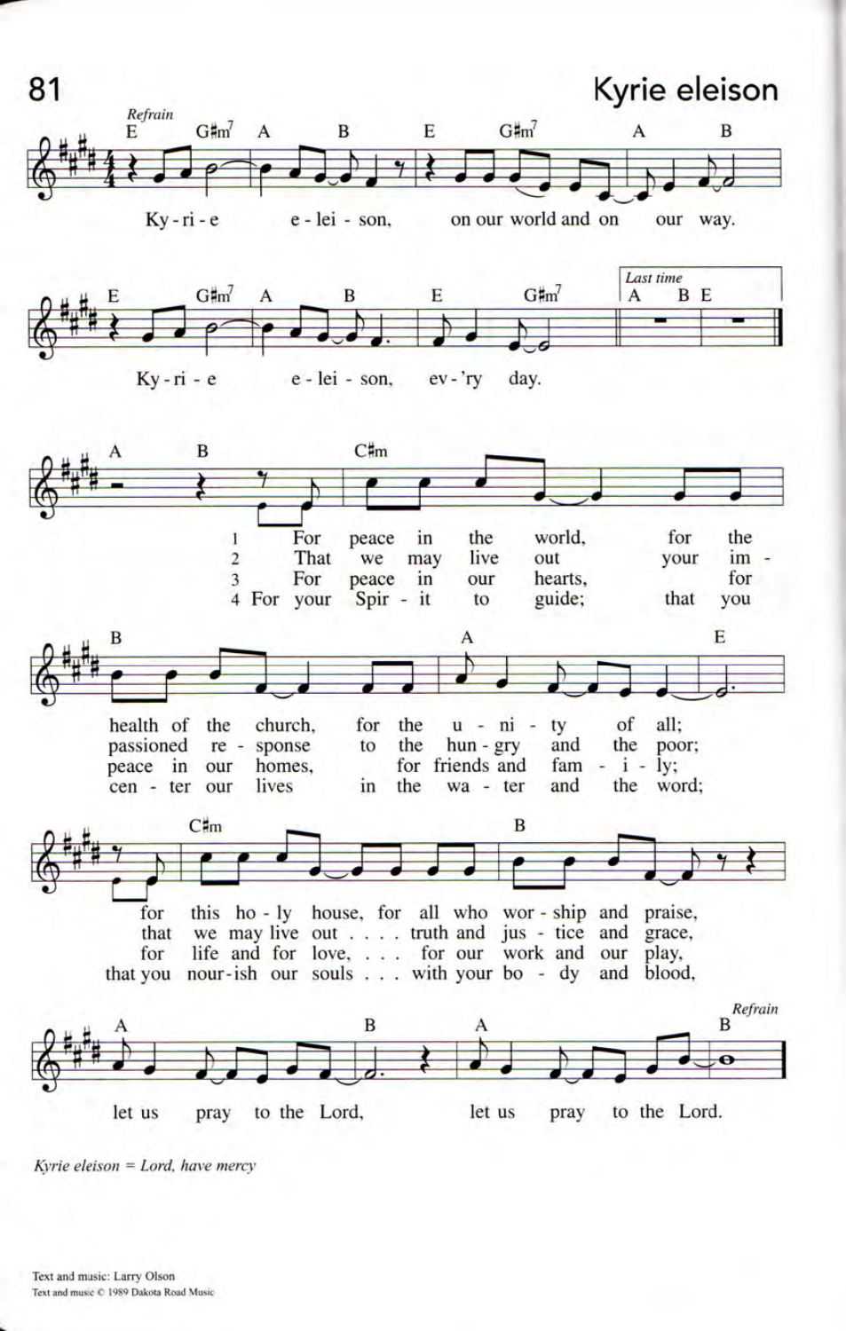# Kyrie eleison

*Refrain*

Kyrie eleison, on our world and on our way.
Kyrie eleison, ev'ry day.

1. For peace in the world, for the health of the church, for the unity of all; for this holy house, for all who worship and praise,
2. That we may live out your impassioned response to the hungry and the poor; that we may live out . . . . truth and justice and grace,
3. For peace in our hearts, peace in our homes, for friends and family; for life and for love, . . . for our work and our play,
4. For your Spirit to guide; that you center our lives in the water and the word; that you nourish our souls . . . with your body and blood,

let us pray to the Lord, let us pray to the Lord. *Refrain*

*Kyrie eleison = Lord, have mercy*

Text and music: Larry Olson
Text and music © 1989 Dakota Road Music